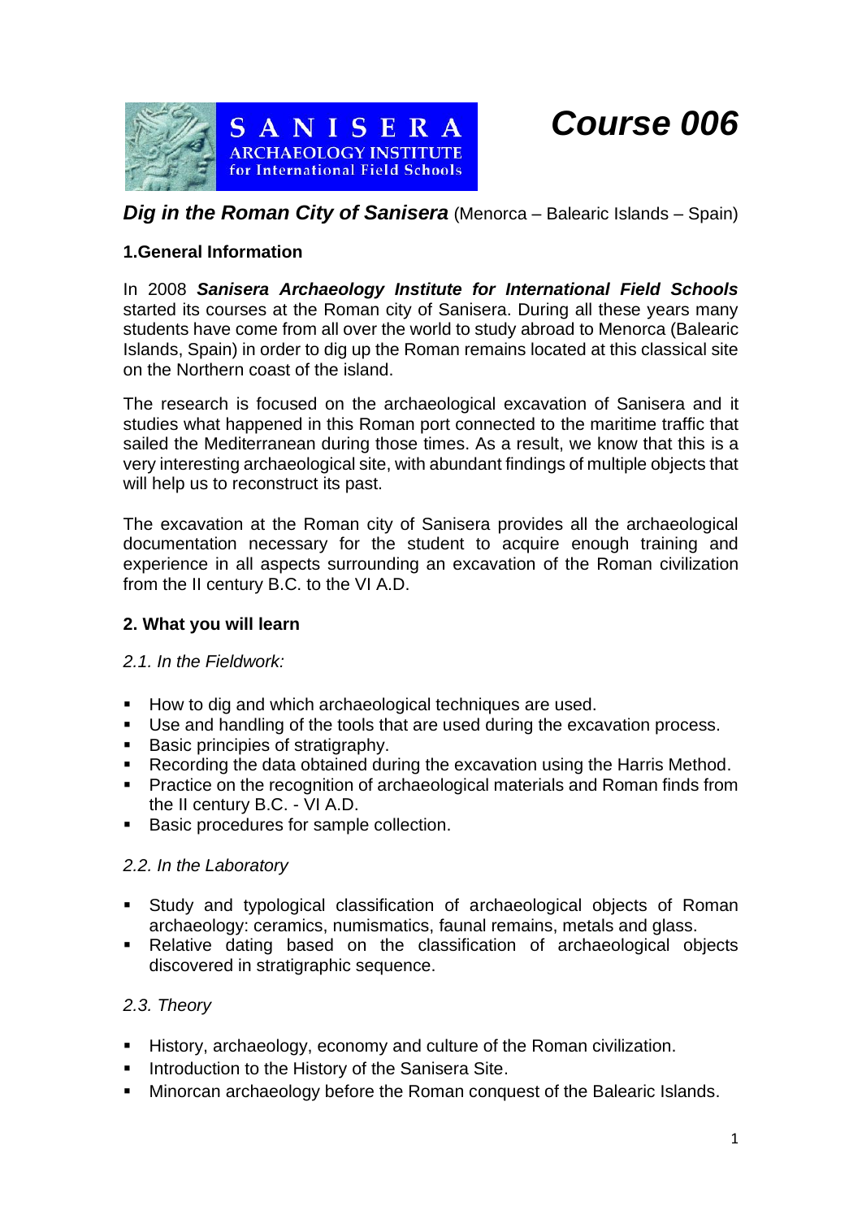SANISERA
ARCHAEOLOGY INSTITUTE
for International Field Schools

# *Course 006*

## ***Dig in the Roman City of Sanisera*** (Menorca – Balearic Islands – Spain)

### 1.General Information

In 2008 ***Sanisera Archaeology Institute for International Field Schools*** started its courses at the Roman city of Sanisera. During all these years many students have come from all over the world to study abroad to Menorca (Balearic Islands, Spain) in order to dig up the Roman remains located at this classical site on the Northern coast of the island.

The research is focused on the archaeological excavation of Sanisera and it studies what happened in this Roman port connected to the maritime traffic that sailed the Mediterranean during those times. As a result, we know that this is a very interesting archaeological site, with abundant findings of multiple objects that will help us to reconstruct its past.

The excavation at the Roman city of Sanisera provides all the archaeological documentation necessary for the student to acquire enough training and experience in all aspects surrounding an excavation of the Roman civilization from the II century B.C. to the VI A.D.

### 2. What you will learn

*2.1. In the Fieldwork:*

- How to dig and which archaeological techniques are used.
- Use and handling of the tools that are used during the excavation process.
- Basic principies of stratigraphy.
- Recording the data obtained during the excavation using the Harris Method.
- Practice on the recognition of archaeological materials and Roman finds from the II century B.C. - VI A.D.
- Basic procedures for sample collection.

*2.2. In the Laboratory*

- Study and typological classification of archaeological objects of Roman archaeology: ceramics, numismatics, faunal remains, metals and glass.
- Relative dating based on the classification of archaeological objects discovered in stratigraphic sequence.

*2.3. Theory*

- History, archaeology, economy and culture of the Roman civilization.
- Introduction to the History of the Sanisera Site.
- Minorcan archaeology before the Roman conquest of the Balearic Islands.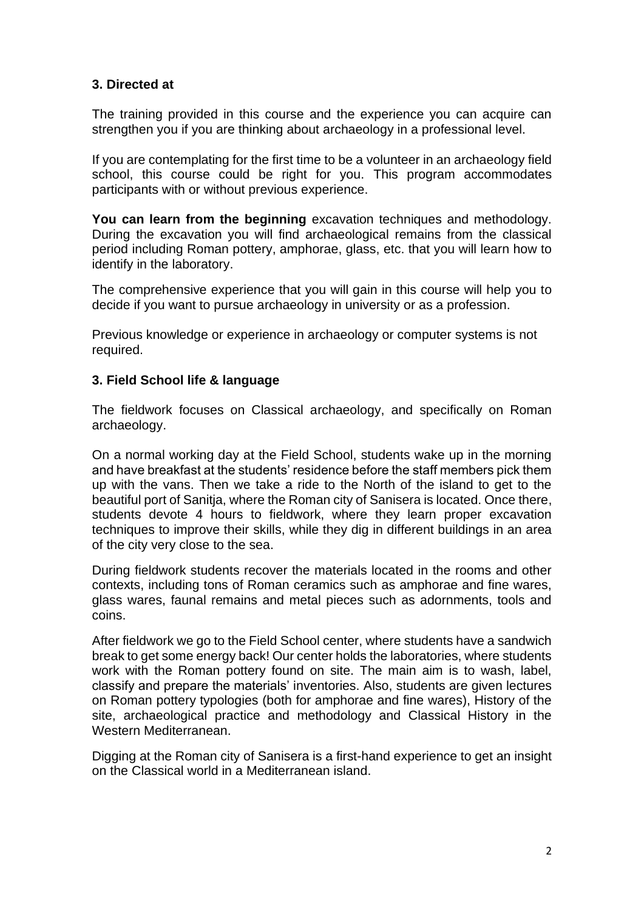### 3. Directed at

The training provided in this course and the experience you can acquire can strengthen you if you are thinking about archaeology in a professional level.

If you are contemplating for the first time to be a volunteer in an archaeology field school, this course could be right for you. This program accommodates participants with or without previous experience.

**You can learn from the beginning** excavation techniques and methodology. During the excavation you will find archaeological remains from the classical period including Roman pottery, amphorae, glass, etc. that you will learn how to identify in the laboratory.

The comprehensive experience that you will gain in this course will help you to decide if you want to pursue archaeology in university or as a profession.

Previous knowledge or experience in archaeology or computer systems is not required.

### 3. Field School life & language

The fieldwork focuses on Classical archaeology, and specifically on Roman archaeology.

On a normal working day at the Field School, students wake up in the morning and have breakfast at the students' residence before the staff members pick them up with the vans. Then we take a ride to the North of the island to get to the beautiful port of Sanitja, where the Roman city of Sanisera is located. Once there, students devote 4 hours to fieldwork, where they learn proper excavation techniques to improve their skills, while they dig in different buildings in an area of the city very close to the sea.

During fieldwork students recover the materials located in the rooms and other contexts, including tons of Roman ceramics such as amphorae and fine wares, glass wares, faunal remains and metal pieces such as adornments, tools and coins.

After fieldwork we go to the Field School center, where students have a sandwich break to get some energy back! Our center holds the laboratories, where students work with the Roman pottery found on site. The main aim is to wash, label, classify and prepare the materials' inventories. Also, students are given lectures on Roman pottery typologies (both for amphorae and fine wares), History of the site, archaeological practice and methodology and Classical History in the Western Mediterranean.

Digging at the Roman city of Sanisera is a first-hand experience to get an insight on the Classical world in a Mediterranean island.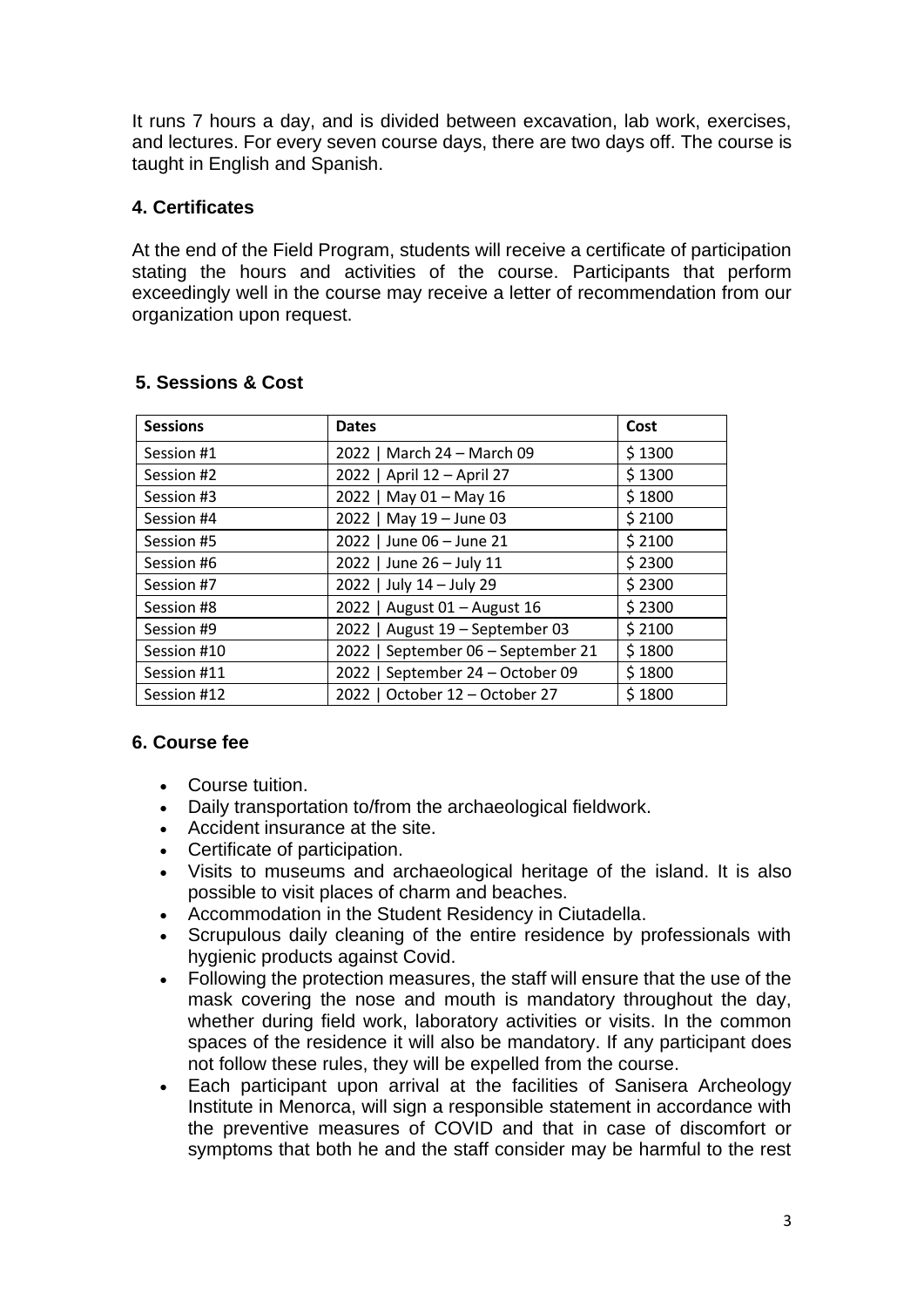It runs 7 hours a day, and is divided between excavation, lab work, exercises, and lectures. For every seven course days, there are two days off. The course is taught in English and Spanish.

## 4. Certificates

At the end of the Field Program, students will receive a certificate of participation stating the hours and activities of the course. Participants that perform exceedingly well in the course may receive a letter of recommendation from our organization upon request.

## 5. Sessions & Cost

| Sessions | Dates | Cost |
|---|---|---|
| Session #1 | 2022 \| March 24 – March 09 | $ 1300 |
| Session #2 | 2022 \| April 12 – April 27 | $ 1300 |
| Session #3 | 2022 \| May 01 – May 16 | $ 1800 |
| Session #4 | 2022 \| May 19 – June 03 | $ 2100 |
| Session #5 | 2022 \| June 06 – June 21 | $ 2100 |
| Session #6 | 2022 \| June 26 – July 11 | $ 2300 |
| Session #7 | 2022 \| July 14 – July 29 | $ 2300 |
| Session #8 | 2022 \| August 01 – August 16 | $ 2300 |
| Session #9 | 2022 \| August 19 – September 03 | $ 2100 |
| Session #10 | 2022 \| September 06 – September 21 | $ 1800 |
| Session #11 | 2022 \| September 24 – October 09 | $ 1800 |
| Session #12 | 2022 \| October 12 – October 27 | $ 1800 |

## 6. Course fee

- Course tuition.
- Daily transportation to/from the archaeological fieldwork.
- Accident insurance at the site.
- Certificate of participation.
- Visits to museums and archaeological heritage of the island. It is also possible to visit places of charm and beaches.
- Accommodation in the Student Residency in Ciutadella.
- Scrupulous daily cleaning of the entire residence by professionals with hygienic products against Covid.
- Following the protection measures, the staff will ensure that the use of the mask covering the nose and mouth is mandatory throughout the day, whether during field work, laboratory activities or visits. In the common spaces of the residence it will also be mandatory. If any participant does not follow these rules, they will be expelled from the course.
- Each participant upon arrival at the facilities of Sanisera Archeology Institute in Menorca, will sign a responsible statement in accordance with the preventive measures of COVID and that in case of discomfort or symptoms that both he and the staff consider may be harmful to the rest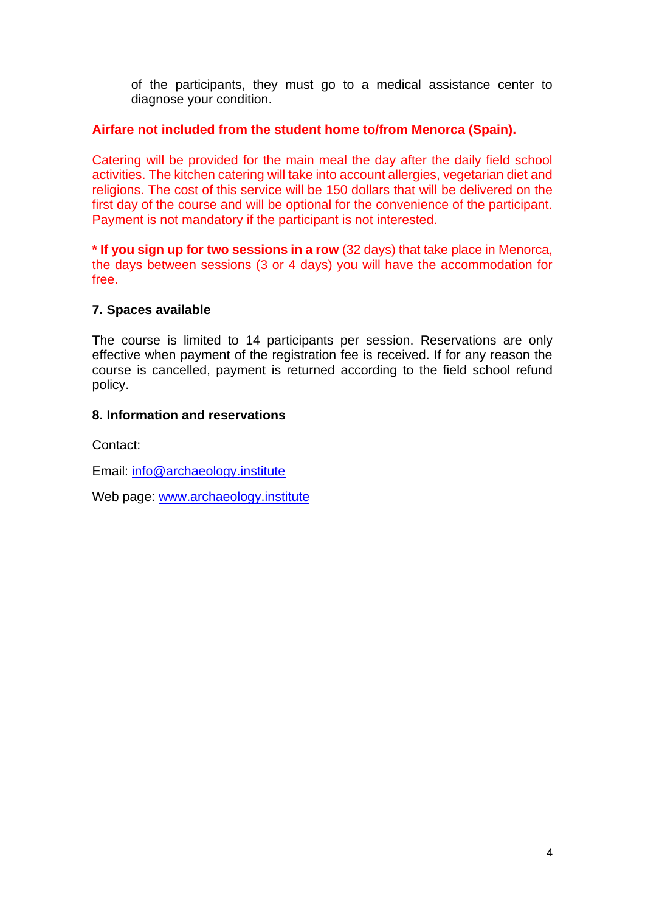of the participants, they must go to a medical assistance center to diagnose your condition.

**Airfare not included from the student home to/from Menorca (Spain).**

Catering will be provided for the main meal the day after the daily field school activities. The kitchen catering will take into account allergies, vegetarian diet and religions. The cost of this service will be 150 dollars that will be delivered on the first day of the course and will be optional for the convenience of the participant. Payment is not mandatory if the participant is not interested.

**\* If you sign up for two sessions in a row** (32 days) that take place in Menorca, the days between sessions (3 or 4 days) you will have the accommodation for free.

### 7. Spaces available

The course is limited to 14 participants per session. Reservations are only effective when payment of the registration fee is received. If for any reason the course is cancelled, payment is returned according to the field school refund policy.

### 8. Information and reservations

Contact:

Email: [info@archaeology.institute](mailto:info@archaeology.institute)

Web page: [www.archaeology.institute](http://www.archaeology.institute)